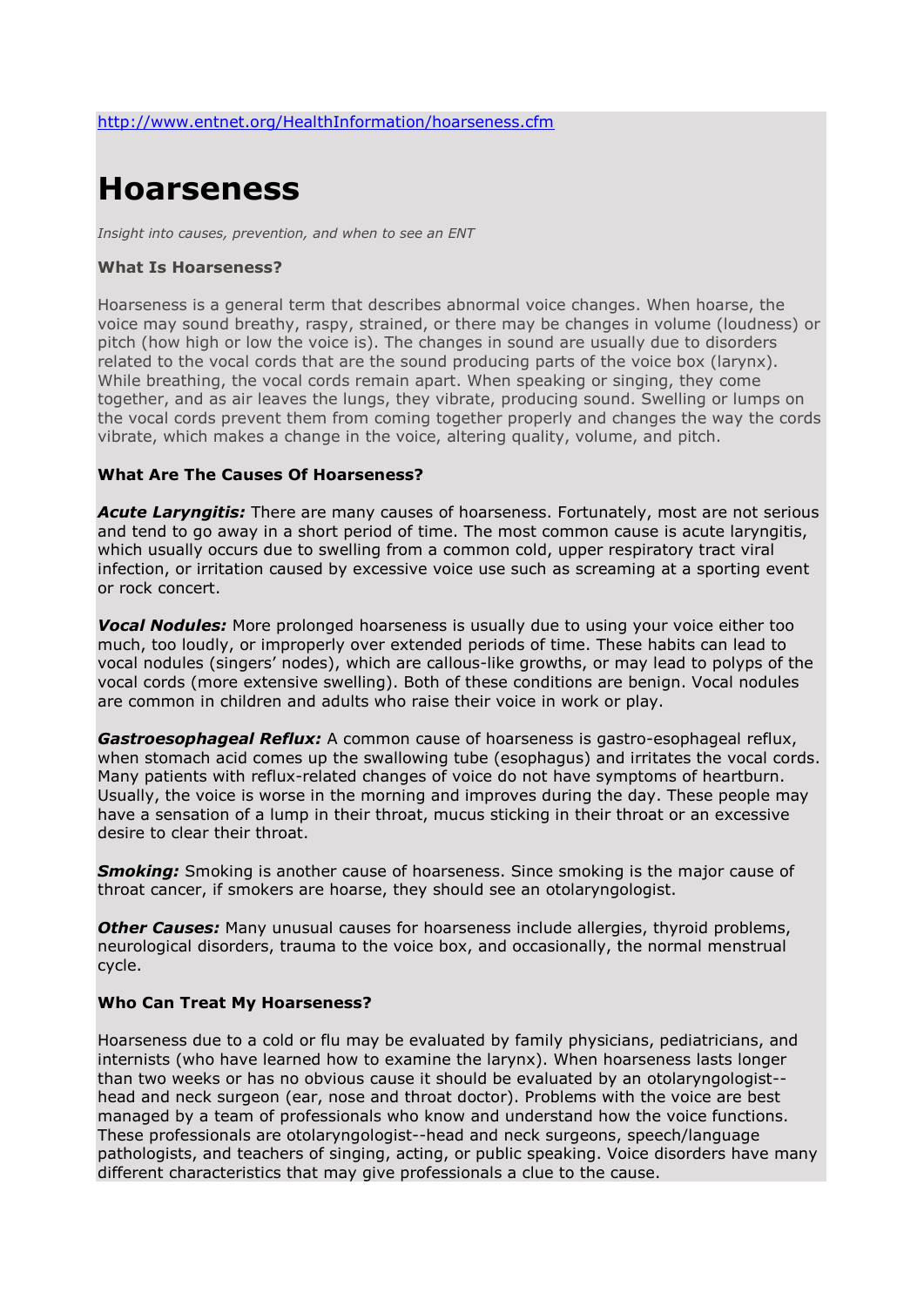http://www.entnet.org/HealthInformation/hoarseness.cfm

# Hoarseness

*Insight into causes, prevention, and when to see an ENT*

### What Is Hoarseness?

Hoarseness is a general term that describes abnormal voice changes. When hoarse, the voice may sound breathy, raspy, strained, or there may be changes in volume (loudness) or pitch (how high or low the voice is). The changes in sound are usually due to disorders related to the vocal cords that are the sound producing parts of the voice box (larynx). While breathing, the vocal cords remain apart. When speaking or singing, they come together, and as air leaves the lungs, they vibrate, producing sound. Swelling or lumps on the vocal cords prevent them from coming together properly and changes the way the cords vibrate, which makes a change in the voice, altering quality, volume, and pitch.

### What Are The Causes Of Hoarseness?

***Acute Laryngitis:*** There are many causes of hoarseness. Fortunately, most are not serious and tend to go away in a short period of time. The most common cause is acute laryngitis, which usually occurs due to swelling from a common cold, upper respiratory tract viral infection, or irritation caused by excessive voice use such as screaming at a sporting event or rock concert.

***Vocal Nodules:*** More prolonged hoarseness is usually due to using your voice either too much, too loudly, or improperly over extended periods of time. These habits can lead to vocal nodules (singers' nodes), which are callous-like growths, or may lead to polyps of the vocal cords (more extensive swelling). Both of these conditions are benign. Vocal nodules are common in children and adults who raise their voice in work or play.

***Gastroesophageal Reflux:*** A common cause of hoarseness is gastro-esophageal reflux, when stomach acid comes up the swallowing tube (esophagus) and irritates the vocal cords. Many patients with reflux-related changes of voice do not have symptoms of heartburn. Usually, the voice is worse in the morning and improves during the day. These people may have a sensation of a lump in their throat, mucus sticking in their throat or an excessive desire to clear their throat.

***Smoking:*** Smoking is another cause of hoarseness. Since smoking is the major cause of throat cancer, if smokers are hoarse, they should see an otolaryngologist.

***Other Causes:*** Many unusual causes for hoarseness include allergies, thyroid problems, neurological disorders, trauma to the voice box, and occasionally, the normal menstrual cycle.

### Who Can Treat My Hoarseness?

Hoarseness due to a cold or flu may be evaluated by family physicians, pediatricians, and internists (who have learned how to examine the larynx). When hoarseness lasts longer than two weeks or has no obvious cause it should be evaluated by an otolaryngologist--head and neck surgeon (ear, nose and throat doctor). Problems with the voice are best managed by a team of professionals who know and understand how the voice functions. These professionals are otolaryngologist--head and neck surgeons, speech/language pathologists, and teachers of singing, acting, or public speaking. Voice disorders have many different characteristics that may give professionals a clue to the cause.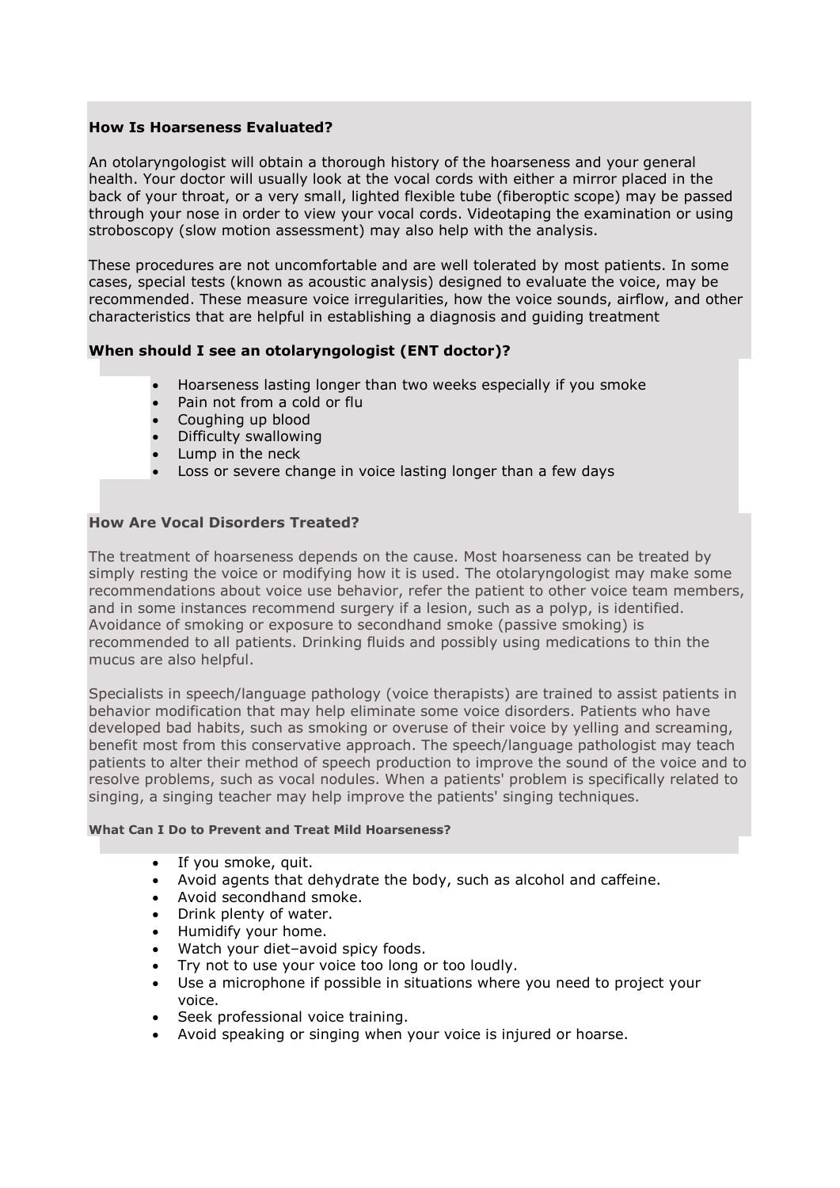### How Is Hoarseness Evaluated?

An otolaryngologist will obtain a thorough history of the hoarseness and your general health. Your doctor will usually look at the vocal cords with either a mirror placed in the back of your throat, or a very small, lighted flexible tube (fiberoptic scope) may be passed through your nose in order to view your vocal cords. Videotaping the examination or using stroboscopy (slow motion assessment) may also help with the analysis.

These procedures are not uncomfortable and are well tolerated by most patients. In some cases, special tests (known as acoustic analysis) designed to evaluate the voice, may be recommended. These measure voice irregularities, how the voice sounds, airflow, and other characteristics that are helpful in establishing a diagnosis and guiding treatment

### When should I see an otolaryngologist (ENT doctor)?

- Hoarseness lasting longer than two weeks especially if you smoke
- Pain not from a cold or flu
- Coughing up blood
- Difficulty swallowing
- Lump in the neck
- Loss or severe change in voice lasting longer than a few days

### How Are Vocal Disorders Treated?

The treatment of hoarseness depends on the cause. Most hoarseness can be treated by simply resting the voice or modifying how it is used. The otolaryngologist may make some recommendations about voice use behavior, refer the patient to other voice team members, and in some instances recommend surgery if a lesion, such as a polyp, is identified. Avoidance of smoking or exposure to secondhand smoke (passive smoking) is recommended to all patients. Drinking fluids and possibly using medications to thin the mucus are also helpful.

Specialists in speech/language pathology (voice therapists) are trained to assist patients in behavior modification that may help eliminate some voice disorders. Patients who have developed bad habits, such as smoking or overuse of their voice by yelling and screaming, benefit most from this conservative approach. The speech/language pathologist may teach patients to alter their method of speech production to improve the sound of the voice and to resolve problems, such as vocal nodules. When a patients' problem is specifically related to singing, a singing teacher may help improve the patients' singing techniques.

#### What Can I Do to Prevent and Treat Mild Hoarseness?

- If you smoke, quit.
- Avoid agents that dehydrate the body, such as alcohol and caffeine.
- Avoid secondhand smoke.
- Drink plenty of water.
- Humidify your home.
- Watch your diet–avoid spicy foods.
- Try not to use your voice too long or too loudly.
- Use a microphone if possible in situations where you need to project your voice.
- Seek professional voice training.
- Avoid speaking or singing when your voice is injured or hoarse.